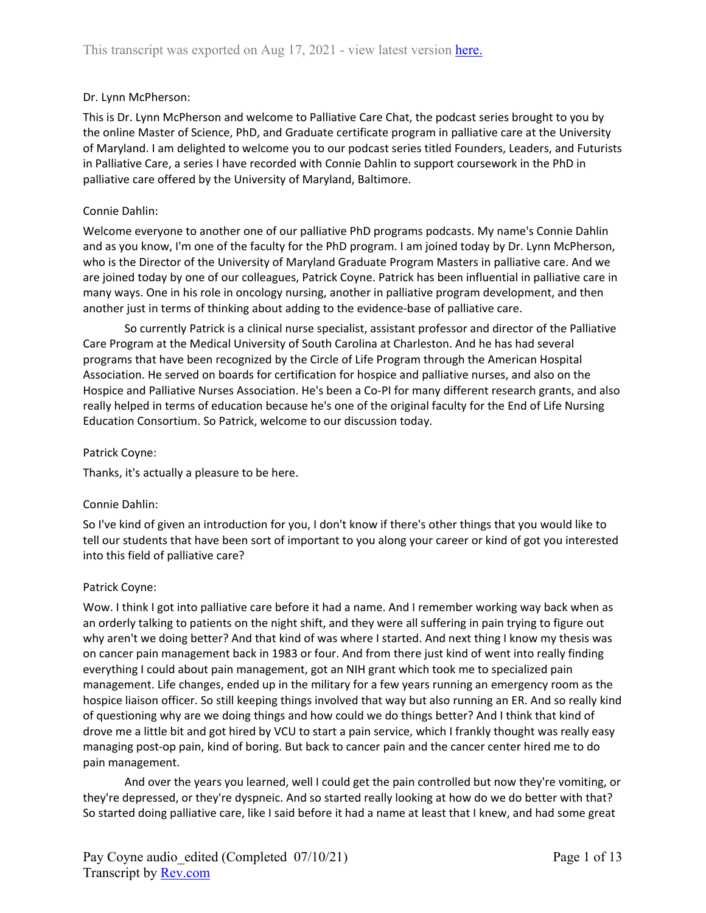This transcript was exported on Aug 17, 2021 - view latest version here.

Dr. Lynn McPherson:

This is Dr. Lynn McPherson and welcome to Palliative Care Chat, the podcast series brought to you by the online Master of Science, PhD, and Graduate certificate program in palliative care at the University of Maryland. I am delighted to welcome you to our podcast series titled Founders, Leaders, and Futurists in Palliative Care, a series I have recorded with Connie Dahlin to support coursework in the PhD in palliative care offered by the University of Maryland, Baltimore.

Connie Dahlin:

Welcome everyone to another one of our palliative PhD programs podcasts. My name's Connie Dahlin and as you know, I'm one of the faculty for the PhD program. I am joined today by Dr. Lynn McPherson, who is the Director of the University of Maryland Graduate Program Masters in palliative care. And we are joined today by one of our colleagues, Patrick Coyne. Patrick has been influential in palliative care in many ways. One in his role in oncology nursing, another in palliative program development, and then another just in terms of thinking about adding to the evidence-base of palliative care.

So currently Patrick is a clinical nurse specialist, assistant professor and director of the Palliative Care Program at the Medical University of South Carolina at Charleston. And he has had several programs that have been recognized by the Circle of Life Program through the American Hospital Association. He served on boards for certification for hospice and palliative nurses, and also on the Hospice and Palliative Nurses Association. He's been a Co-PI for many different research grants, and also really helped in terms of education because he's one of the original faculty for the End of Life Nursing Education Consortium. So Patrick, welcome to our discussion today.

Patrick Coyne:

Thanks, it's actually a pleasure to be here.

Connie Dahlin:

So I've kind of given an introduction for you, I don't know if there's other things that you would like to tell our students that have been sort of important to you along your career or kind of got you interested into this field of palliative care?

Patrick Coyne:

Wow. I think I got into palliative care before it had a name. And I remember working way back when as an orderly talking to patients on the night shift, and they were all suffering in pain trying to figure out why aren't we doing better? And that kind of was where I started. And next thing I know my thesis was on cancer pain management back in 1983 or four. And from there just kind of went into really finding everything I could about pain management, got an NIH grant which took me to specialized pain management. Life changes, ended up in the military for a few years running an emergency room as the hospice liaison officer. So still keeping things involved that way but also running an ER. And so really kind of questioning why are we doing things and how could we do things better? And I think that kind of drove me a little bit and got hired by VCU to start a pain service, which I frankly thought was really easy managing post-op pain, kind of boring. But back to cancer pain and the cancer center hired me to do pain management.

And over the years you learned, well I could get the pain controlled but now they're vomiting, or they're depressed, or they're dyspneic. And so started really looking at how do we do better with that? So started doing palliative care, like I said before it had a name at least that I knew, and had some great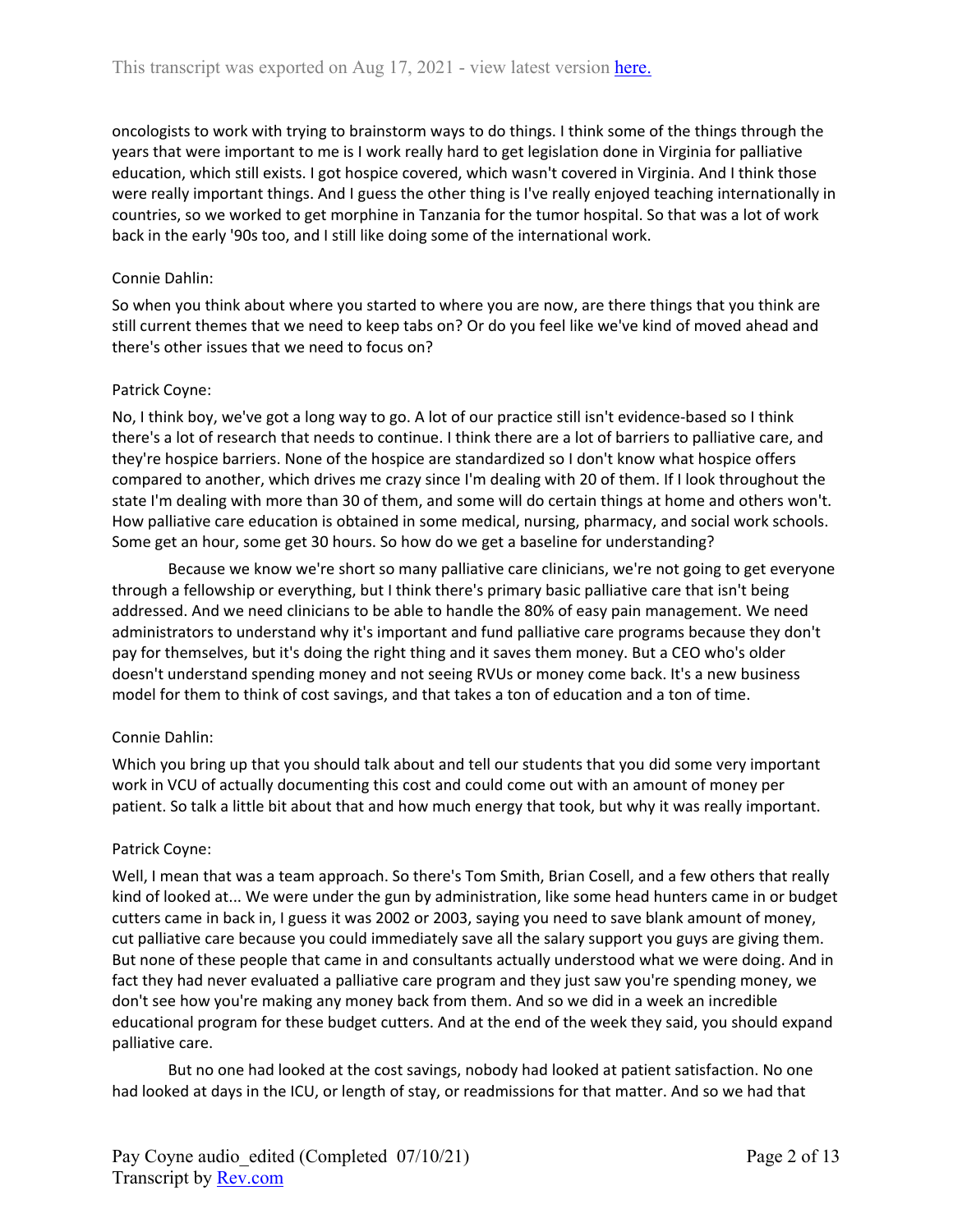oncologists to work with trying to brainstorm ways to do things. I think some of the things through the years that were important to me is I work really hard to get legislation done in Virginia for palliative education, which still exists. I got hospice covered, which wasn't covered in Virginia. And I think those were really important things. And I guess the other thing is I've really enjoyed teaching internationally in countries, so we worked to get morphine in Tanzania for the tumor hospital. So that was a lot of work back in the early '90s too, and I still like doing some of the international work.

Connie Dahlin:

So when you think about where you started to where you are now, are there things that you think are still current themes that we need to keep tabs on? Or do you feel like we've kind of moved ahead and there's other issues that we need to focus on?

Patrick Coyne:

No, I think boy, we've got a long way to go. A lot of our practice still isn't evidence-based so I think there's a lot of research that needs to continue. I think there are a lot of barriers to palliative care, and they're hospice barriers. None of the hospice are standardized so I don't know what hospice offers compared to another, which drives me crazy since I'm dealing with 20 of them. If I look throughout the state I'm dealing with more than 30 of them, and some will do certain things at home and others won't. How palliative care education is obtained in some medical, nursing, pharmacy, and social work schools. Some get an hour, some get 30 hours. So how do we get a baseline for understanding?

Because we know we're short so many palliative care clinicians, we're not going to get everyone through a fellowship or everything, but I think there's primary basic palliative care that isn't being addressed. And we need clinicians to be able to handle the 80% of easy pain management. We need administrators to understand why it's important and fund palliative care programs because they don't pay for themselves, but it's doing the right thing and it saves them money. But a CEO who's older doesn't understand spending money and not seeing RVUs or money come back. It's a new business model for them to think of cost savings, and that takes a ton of education and a ton of time.

Connie Dahlin:

Which you bring up that you should talk about and tell our students that you did some very important work in VCU of actually documenting this cost and could come out with an amount of money per patient. So talk a little bit about that and how much energy that took, but why it was really important.

Patrick Coyne:

Well, I mean that was a team approach. So there's Tom Smith, Brian Cosell, and a few others that really kind of looked at... We were under the gun by administration, like some head hunters came in or budget cutters came in back in, I guess it was 2002 or 2003, saying you need to save blank amount of money, cut palliative care because you could immediately save all the salary support you guys are giving them. But none of these people that came in and consultants actually understood what we were doing. And in fact they had never evaluated a palliative care program and they just saw you're spending money, we don't see how you're making any money back from them. And so we did in a week an incredible educational program for these budget cutters. And at the end of the week they said, you should expand palliative care.

But no one had looked at the cost savings, nobody had looked at patient satisfaction. No one had looked at days in the ICU, or length of stay, or readmissions for that matter. And so we had that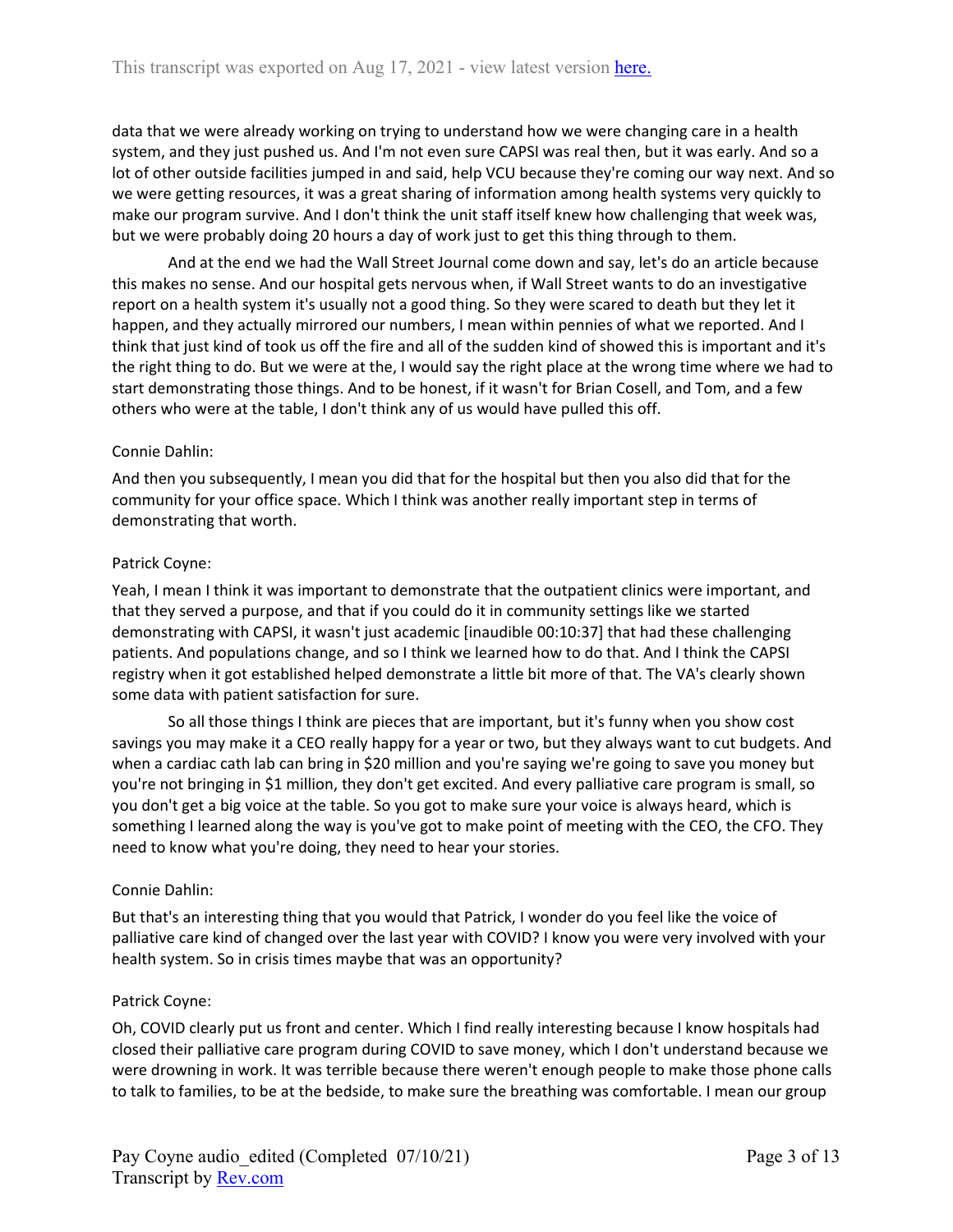data that we were already working on trying to understand how we were changing care in a health system, and they just pushed us. And I'm not even sure CAPSI was real then, but it was early. And so a lot of other outside facilities jumped in and said, help VCU because they're coming our way next. And so we were getting resources, it was a great sharing of information among health systems very quickly to make our program survive. And I don't think the unit staff itself knew how challenging that week was, but we were probably doing 20 hours a day of work just to get this thing through to them.

And at the end we had the Wall Street Journal come down and say, let's do an article because this makes no sense. And our hospital gets nervous when, if Wall Street wants to do an investigative report on a health system it's usually not a good thing. So they were scared to death but they let it happen, and they actually mirrored our numbers, I mean within pennies of what we reported. And I think that just kind of took us off the fire and all of the sudden kind of showed this is important and it's the right thing to do. But we were at the, I would say the right place at the wrong time where we had to start demonstrating those things. And to be honest, if it wasn't for Brian Cosell, and Tom, and a few others who were at the table, I don't think any of us would have pulled this off.

Connie Dahlin:

And then you subsequently, I mean you did that for the hospital but then you also did that for the community for your office space. Which I think was another really important step in terms of demonstrating that worth.

Patrick Coyne:

Yeah, I mean I think it was important to demonstrate that the outpatient clinics were important, and that they served a purpose, and that if you could do it in community settings like we started demonstrating with CAPSI, it wasn't just academic [inaudible 00:10:37] that had these challenging patients. And populations change, and so I think we learned how to do that. And I think the CAPSI registry when it got established helped demonstrate a little bit more of that. The VA's clearly shown some data with patient satisfaction for sure.

So all those things I think are pieces that are important, but it's funny when you show cost savings you may make it a CEO really happy for a year or two, but they always want to cut budgets. And when a cardiac cath lab can bring in $20 million and you're saying we're going to save you money but you're not bringing in $1 million, they don't get excited. And every palliative care program is small, so you don't get a big voice at the table. So you got to make sure your voice is always heard, which is something I learned along the way is you've got to make point of meeting with the CEO, the CFO. They need to know what you're doing, they need to hear your stories.

Connie Dahlin:

But that's an interesting thing that you would that Patrick, I wonder do you feel like the voice of palliative care kind of changed over the last year with COVID? I know you were very involved with your health system. So in crisis times maybe that was an opportunity?

Patrick Coyne:

Oh, COVID clearly put us front and center. Which I find really interesting because I know hospitals had closed their palliative care program during COVID to save money, which I don't understand because we were drowning in work. It was terrible because there weren't enough people to make those phone calls to talk to families, to be at the bedside, to make sure the breathing was comfortable. I mean our group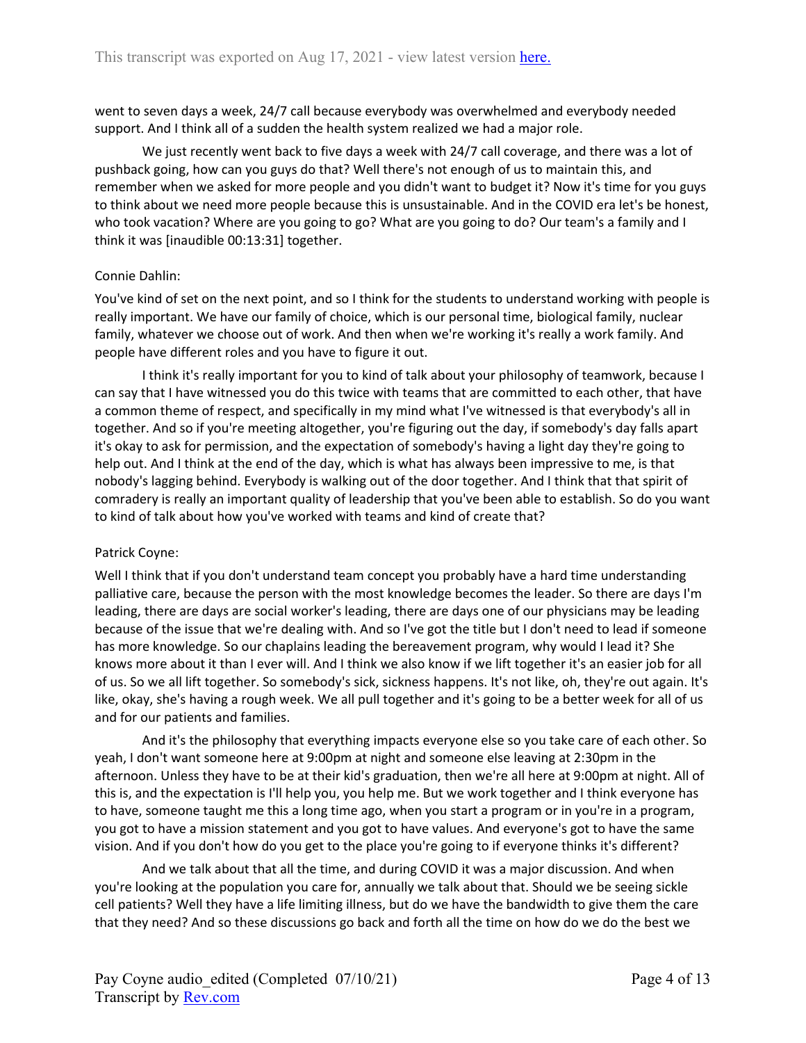went to seven days a week, 24/7 call because everybody was overwhelmed and everybody needed support. And I think all of a sudden the health system realized we had a major role.

We just recently went back to five days a week with 24/7 call coverage, and there was a lot of pushback going, how can you guys do that? Well there's not enough of us to maintain this, and remember when we asked for more people and you didn't want to budget it? Now it's time for you guys to think about we need more people because this is unsustainable. And in the COVID era let's be honest, who took vacation? Where are you going to go? What are you going to do? Our team's a family and I think it was [inaudible 00:13:31] together.

Connie Dahlin:

You've kind of set on the next point, and so I think for the students to understand working with people is really important. We have our family of choice, which is our personal time, biological family, nuclear family, whatever we choose out of work. And then when we're working it's really a work family. And people have different roles and you have to figure it out.

I think it's really important for you to kind of talk about your philosophy of teamwork, because I can say that I have witnessed you do this twice with teams that are committed to each other, that have a common theme of respect, and specifically in my mind what I've witnessed is that everybody's all in together. And so if you're meeting altogether, you're figuring out the day, if somebody's day falls apart it's okay to ask for permission, and the expectation of somebody's having a light day they're going to help out. And I think at the end of the day, which is what has always been impressive to me, is that nobody's lagging behind. Everybody is walking out of the door together. And I think that that spirit of comradery is really an important quality of leadership that you've been able to establish. So do you want to kind of talk about how you've worked with teams and kind of create that?

Patrick Coyne:

Well I think that if you don't understand team concept you probably have a hard time understanding palliative care, because the person with the most knowledge becomes the leader. So there are days I'm leading, there are days are social worker's leading, there are days one of our physicians may be leading because of the issue that we're dealing with. And so I've got the title but I don't need to lead if someone has more knowledge. So our chaplains leading the bereavement program, why would I lead it? She knows more about it than I ever will. And I think we also know if we lift together it's an easier job for all of us. So we all lift together. So somebody's sick, sickness happens. It's not like, oh, they're out again. It's like, okay, she's having a rough week. We all pull together and it's going to be a better week for all of us and for our patients and families.

And it's the philosophy that everything impacts everyone else so you take care of each other. So yeah, I don't want someone here at 9:00pm at night and someone else leaving at 2:30pm in the afternoon. Unless they have to be at their kid's graduation, then we're all here at 9:00pm at night. All of this is, and the expectation is I'll help you, you help me. But we work together and I think everyone has to have, someone taught me this a long time ago, when you start a program or in you're in a program, you got to have a mission statement and you got to have values. And everyone's got to have the same vision. And if you don't how do you get to the place you're going to if everyone thinks it's different?

And we talk about that all the time, and during COVID it was a major discussion. And when you're looking at the population you care for, annually we talk about that. Should we be seeing sickle cell patients? Well they have a life limiting illness, but do we have the bandwidth to give them the care that they need? And so these discussions go back and forth all the time on how do we do the best we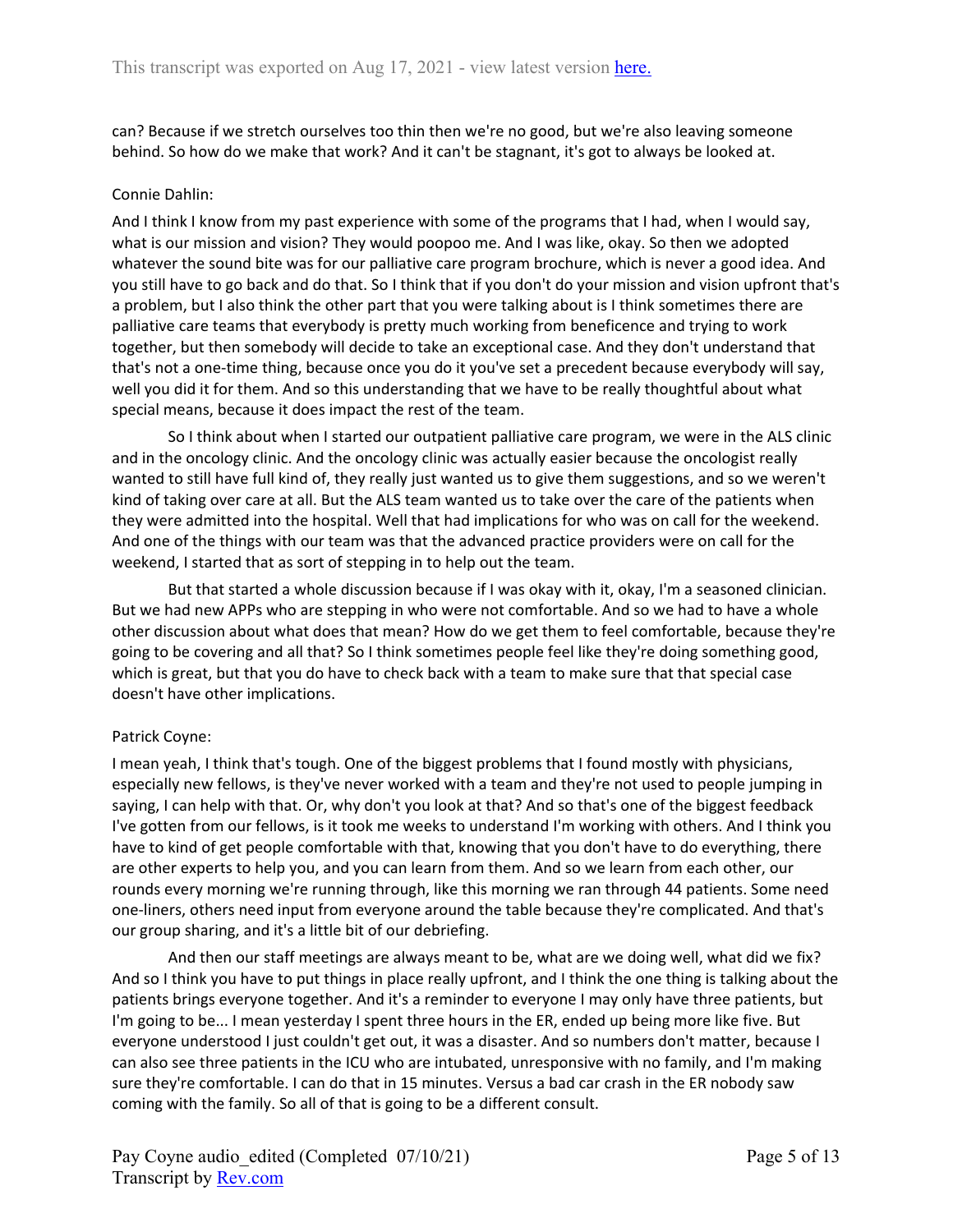can? Because if we stretch ourselves too thin then we're no good, but we're also leaving someone behind. So how do we make that work? And it can't be stagnant, it's got to always be looked at.

Connie Dahlin:

And I think I know from my past experience with some of the programs that I had, when I would say, what is our mission and vision? They would poopoo me. And I was like, okay. So then we adopted whatever the sound bite was for our palliative care program brochure, which is never a good idea. And you still have to go back and do that. So I think that if you don't do your mission and vision upfront that's a problem, but I also think the other part that you were talking about is I think sometimes there are palliative care teams that everybody is pretty much working from beneficence and trying to work together, but then somebody will decide to take an exceptional case. And they don't understand that that's not a one-time thing, because once you do it you've set a precedent because everybody will say, well you did it for them. And so this understanding that we have to be really thoughtful about what special means, because it does impact the rest of the team.

So I think about when I started our outpatient palliative care program, we were in the ALS clinic and in the oncology clinic. And the oncology clinic was actually easier because the oncologist really wanted to still have full kind of, they really just wanted us to give them suggestions, and so we weren't kind of taking over care at all. But the ALS team wanted us to take over the care of the patients when they were admitted into the hospital. Well that had implications for who was on call for the weekend. And one of the things with our team was that the advanced practice providers were on call for the weekend, I started that as sort of stepping in to help out the team.

But that started a whole discussion because if I was okay with it, okay, I'm a seasoned clinician. But we had new APPs who are stepping in who were not comfortable. And so we had to have a whole other discussion about what does that mean? How do we get them to feel comfortable, because they're going to be covering and all that? So I think sometimes people feel like they're doing something good, which is great, but that you do have to check back with a team to make sure that that special case doesn't have other implications.

Patrick Coyne:

I mean yeah, I think that's tough. One of the biggest problems that I found mostly with physicians, especially new fellows, is they've never worked with a team and they're not used to people jumping in saying, I can help with that. Or, why don't you look at that? And so that's one of the biggest feedback I've gotten from our fellows, is it took me weeks to understand I'm working with others. And I think you have to kind of get people comfortable with that, knowing that you don't have to do everything, there are other experts to help you, and you can learn from them. And so we learn from each other, our rounds every morning we're running through, like this morning we ran through 44 patients. Some need one-liners, others need input from everyone around the table because they're complicated. And that's our group sharing, and it's a little bit of our debriefing.

And then our staff meetings are always meant to be, what are we doing well, what did we fix? And so I think you have to put things in place really upfront, and I think the one thing is talking about the patients brings everyone together. And it's a reminder to everyone I may only have three patients, but I'm going to be... I mean yesterday I spent three hours in the ER, ended up being more like five. But everyone understood I just couldn't get out, it was a disaster. And so numbers don't matter, because I can also see three patients in the ICU who are intubated, unresponsive with no family, and I'm making sure they're comfortable. I can do that in 15 minutes. Versus a bad car crash in the ER nobody saw coming with the family. So all of that is going to be a different consult.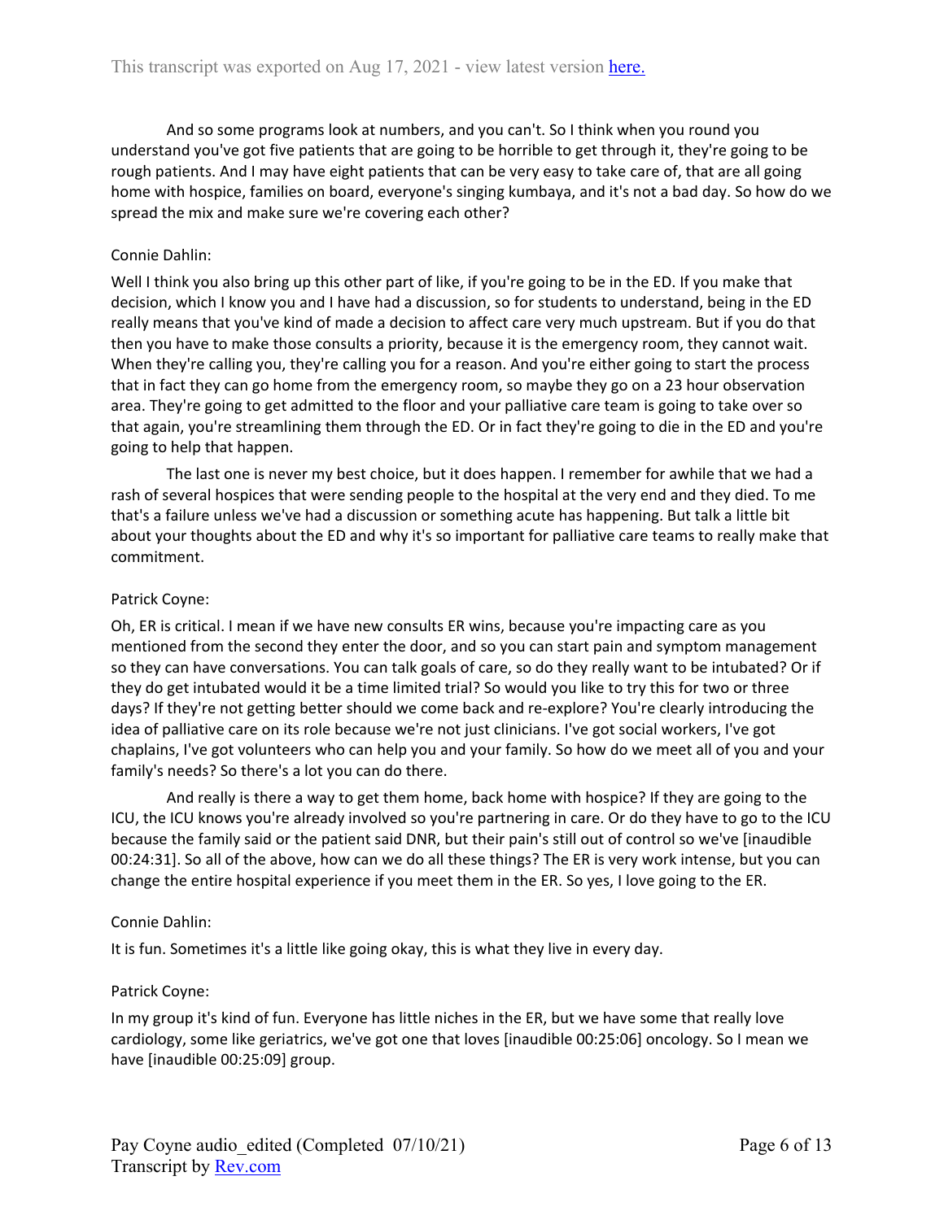And so some programs look at numbers, and you can't. So I think when you round you understand you've got five patients that are going to be horrible to get through it, they're going to be rough patients. And I may have eight patients that can be very easy to take care of, that are all going home with hospice, families on board, everyone's singing kumbaya, and it's not a bad day. So how do we spread the mix and make sure we're covering each other?

Connie Dahlin:

Well I think you also bring up this other part of like, if you're going to be in the ED. If you make that decision, which I know you and I have had a discussion, so for students to understand, being in the ED really means that you've kind of made a decision to affect care very much upstream. But if you do that then you have to make those consults a priority, because it is the emergency room, they cannot wait. When they're calling you, they're calling you for a reason. And you're either going to start the process that in fact they can go home from the emergency room, so maybe they go on a 23 hour observation area. They're going to get admitted to the floor and your palliative care team is going to take over so that again, you're streamlining them through the ED. Or in fact they're going to die in the ED and you're going to help that happen.

The last one is never my best choice, but it does happen. I remember for awhile that we had a rash of several hospices that were sending people to the hospital at the very end and they died. To me that's a failure unless we've had a discussion or something acute has happening. But talk a little bit about your thoughts about the ED and why it's so important for palliative care teams to really make that commitment.

Patrick Coyne:

Oh, ER is critical. I mean if we have new consults ER wins, because you're impacting care as you mentioned from the second they enter the door, and so you can start pain and symptom management so they can have conversations. You can talk goals of care, so do they really want to be intubated? Or if they do get intubated would it be a time limited trial? So would you like to try this for two or three days? If they're not getting better should we come back and re-explore? You're clearly introducing the idea of palliative care on its role because we're not just clinicians. I've got social workers, I've got chaplains, I've got volunteers who can help you and your family. So how do we meet all of you and your family's needs? So there's a lot you can do there.

And really is there a way to get them home, back home with hospice? If they are going to the ICU, the ICU knows you're already involved so you're partnering in care. Or do they have to go to the ICU because the family said or the patient said DNR, but their pain's still out of control so we've [inaudible 00:24:31]. So all of the above, how can we do all these things? The ER is very work intense, but you can change the entire hospital experience if you meet them in the ER. So yes, I love going to the ER.

Connie Dahlin:

It is fun. Sometimes it's a little like going okay, this is what they live in every day.

Patrick Coyne:

In my group it's kind of fun. Everyone has little niches in the ER, but we have some that really love cardiology, some like geriatrics, we've got one that loves [inaudible 00:25:06] oncology. So I mean we have [inaudible 00:25:09] group.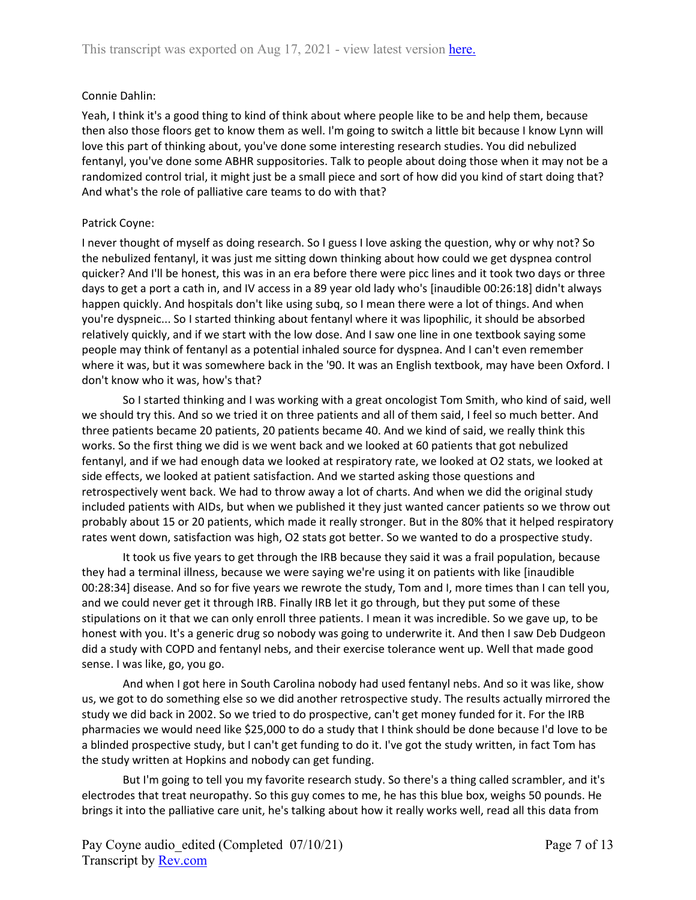Connie Dahlin:

Yeah, I think it's a good thing to kind of think about where people like to be and help them, because then also those floors get to know them as well. I'm going to switch a little bit because I know Lynn will love this part of thinking about, you've done some interesting research studies. You did nebulized fentanyl, you've done some ABHR suppositories. Talk to people about doing those when it may not be a randomized control trial, it might just be a small piece and sort of how did you kind of start doing that? And what's the role of palliative care teams to do with that?

Patrick Coyne:

I never thought of myself as doing research. So I guess I love asking the question, why or why not? So the nebulized fentanyl, it was just me sitting down thinking about how could we get dyspnea control quicker? And I'll be honest, this was in an era before there were picc lines and it took two days or three days to get a port a cath in, and IV access in a 89 year old lady who's [inaudible 00:26:18] didn't always happen quickly. And hospitals don't like using subq, so I mean there were a lot of things. And when you're dyspneic... So I started thinking about fentanyl where it was lipophilic, it should be absorbed relatively quickly, and if we start with the low dose. And I saw one line in one textbook saying some people may think of fentanyl as a potential inhaled source for dyspnea. And I can't even remember where it was, but it was somewhere back in the '90. It was an English textbook, may have been Oxford. I don't know who it was, how's that?

So I started thinking and I was working with a great oncologist Tom Smith, who kind of said, well we should try this. And so we tried it on three patients and all of them said, I feel so much better. And three patients became 20 patients, 20 patients became 40. And we kind of said, we really think this works. So the first thing we did is we went back and we looked at 60 patients that got nebulized fentanyl, and if we had enough data we looked at respiratory rate, we looked at O2 stats, we looked at side effects, we looked at patient satisfaction. And we started asking those questions and retrospectively went back. We had to throw away a lot of charts. And when we did the original study included patients with AIDs, but when we published it they just wanted cancer patients so we throw out probably about 15 or 20 patients, which made it really stronger. But in the 80% that it helped respiratory rates went down, satisfaction was high, O2 stats got better. So we wanted to do a prospective study.

It took us five years to get through the IRB because they said it was a frail population, because they had a terminal illness, because we were saying we're using it on patients with like [inaudible 00:28:34] disease. And so for five years we rewrote the study, Tom and I, more times than I can tell you, and we could never get it through IRB. Finally IRB let it go through, but they put some of these stipulations on it that we can only enroll three patients. I mean it was incredible. So we gave up, to be honest with you. It's a generic drug so nobody was going to underwrite it. And then I saw Deb Dudgeon did a study with COPD and fentanyl nebs, and their exercise tolerance went up. Well that made good sense. I was like, go, you go.

And when I got here in South Carolina nobody had used fentanyl nebs. And so it was like, show us, we got to do something else so we did another retrospective study. The results actually mirrored the study we did back in 2002. So we tried to do prospective, can't get money funded for it. For the IRB pharmacies we would need like $25,000 to do a study that I think should be done because I'd love to be a blinded prospective study, but I can't get funding to do it. I've got the study written, in fact Tom has the study written at Hopkins and nobody can get funding.

But I'm going to tell you my favorite research study. So there's a thing called scrambler, and it's electrodes that treat neuropathy. So this guy comes to me, he has this blue box, weighs 50 pounds. He brings it into the palliative care unit, he's talking about how it really works well, read all this data from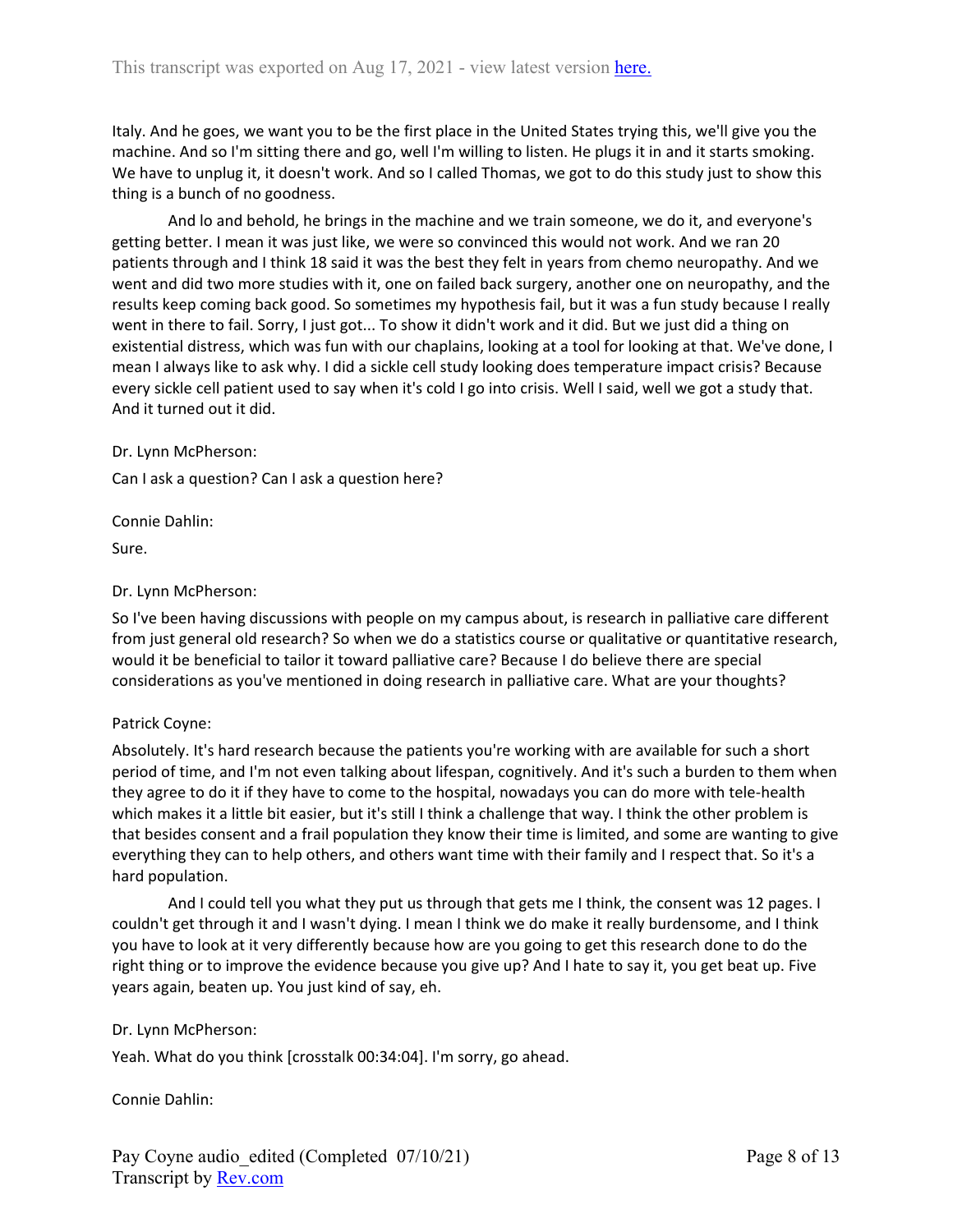Italy. And he goes, we want you to be the first place in the United States trying this, we'll give you the machine. And so I'm sitting there and go, well I'm willing to listen. He plugs it in and it starts smoking. We have to unplug it, it doesn't work. And so I called Thomas, we got to do this study just to show this thing is a bunch of no goodness.

And lo and behold, he brings in the machine and we train someone, we do it, and everyone's getting better. I mean it was just like, we were so convinced this would not work. And we ran 20 patients through and I think 18 said it was the best they felt in years from chemo neuropathy. And we went and did two more studies with it, one on failed back surgery, another one on neuropathy, and the results keep coming back good. So sometimes my hypothesis fail, but it was a fun study because I really went in there to fail. Sorry, I just got... To show it didn't work and it did. But we just did a thing on existential distress, which was fun with our chaplains, looking at a tool for looking at that. We've done, I mean I always like to ask why. I did a sickle cell study looking does temperature impact crisis? Because every sickle cell patient used to say when it's cold I go into crisis. Well I said, well we got a study that. And it turned out it did.

Dr. Lynn McPherson:

Can I ask a question? Can I ask a question here?

Connie Dahlin:

Sure.

Dr. Lynn McPherson:

So I've been having discussions with people on my campus about, is research in palliative care different from just general old research? So when we do a statistics course or qualitative or quantitative research, would it be beneficial to tailor it toward palliative care? Because I do believe there are special considerations as you've mentioned in doing research in palliative care. What are your thoughts?

Patrick Coyne:

Absolutely. It's hard research because the patients you're working with are available for such a short period of time, and I'm not even talking about lifespan, cognitively. And it's such a burden to them when they agree to do it if they have to come to the hospital, nowadays you can do more with tele-health which makes it a little bit easier, but it's still I think a challenge that way. I think the other problem is that besides consent and a frail population they know their time is limited, and some are wanting to give everything they can to help others, and others want time with their family and I respect that. So it's a hard population.

And I could tell you what they put us through that gets me I think, the consent was 12 pages. I couldn't get through it and I wasn't dying. I mean I think we do make it really burdensome, and I think you have to look at it very differently because how are you going to get this research done to do the right thing or to improve the evidence because you give up? And I hate to say it, you get beat up. Five years again, beaten up. You just kind of say, eh.

Dr. Lynn McPherson:

Yeah. What do you think [crosstalk 00:34:04]. I'm sorry, go ahead.

Connie Dahlin: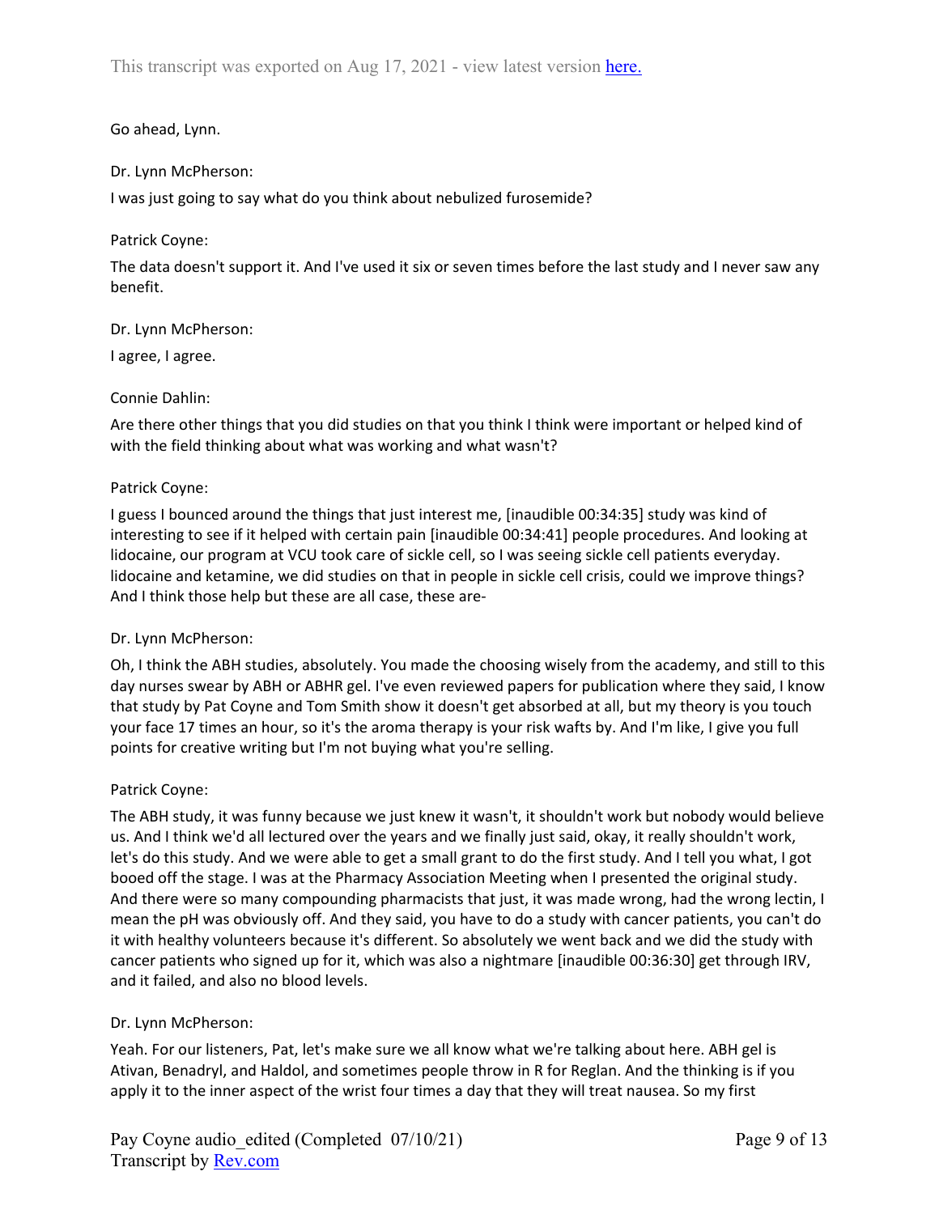Go ahead, Lynn.

Dr. Lynn McPherson:

I was just going to say what do you think about nebulized furosemide?

Patrick Coyne:

The data doesn't support it. And I've used it six or seven times before the last study and I never saw any benefit.

Dr. Lynn McPherson:

I agree, I agree.

Connie Dahlin:

Are there other things that you did studies on that you think I think were important or helped kind of with the field thinking about what was working and what wasn't?

Patrick Coyne:

I guess I bounced around the things that just interest me, [inaudible 00:34:35] study was kind of interesting to see if it helped with certain pain [inaudible 00:34:41] people procedures. And looking at lidocaine, our program at VCU took care of sickle cell, so I was seeing sickle cell patients everyday. lidocaine and ketamine, we did studies on that in people in sickle cell crisis, could we improve things? And I think those help but these are all case, these are-

Dr. Lynn McPherson:

Oh, I think the ABH studies, absolutely. You made the choosing wisely from the academy, and still to this day nurses swear by ABH or ABHR gel. I've even reviewed papers for publication where they said, I know that study by Pat Coyne and Tom Smith show it doesn't get absorbed at all, but my theory is you touch your face 17 times an hour, so it's the aroma therapy is your risk wafts by. And I'm like, I give you full points for creative writing but I'm not buying what you're selling.

Patrick Coyne:

The ABH study, it was funny because we just knew it wasn't, it shouldn't work but nobody would believe us. And I think we'd all lectured over the years and we finally just said, okay, it really shouldn't work, let's do this study. And we were able to get a small grant to do the first study. And I tell you what, I got booed off the stage. I was at the Pharmacy Association Meeting when I presented the original study. And there were so many compounding pharmacists that just, it was made wrong, had the wrong lectin, I mean the pH was obviously off. And they said, you have to do a study with cancer patients, you can't do it with healthy volunteers because it's different. So absolutely we went back and we did the study with cancer patients who signed up for it, which was also a nightmare [inaudible 00:36:30] get through IRV, and it failed, and also no blood levels.

Dr. Lynn McPherson:

Yeah. For our listeners, Pat, let's make sure we all know what we're talking about here. ABH gel is Ativan, Benadryl, and Haldol, and sometimes people throw in R for Reglan. And the thinking is if you apply it to the inner aspect of the wrist four times a day that they will treat nausea. So my first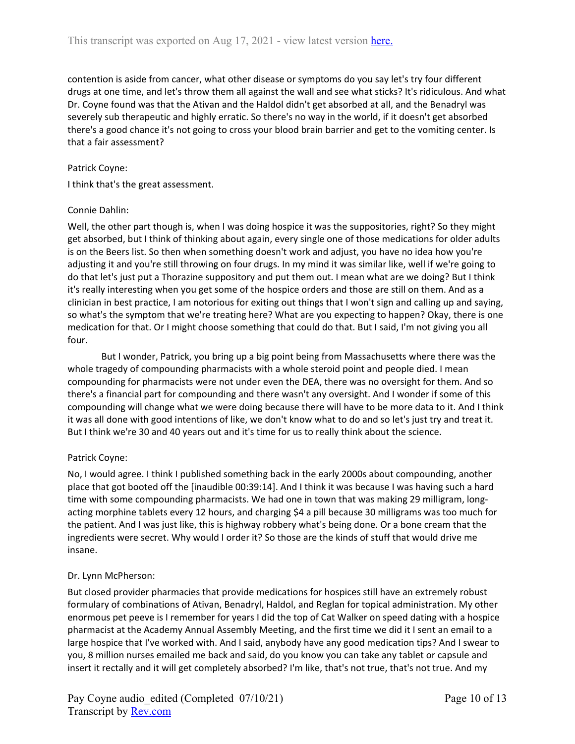contention is aside from cancer, what other disease or symptoms do you say let's try four different drugs at one time, and let's throw them all against the wall and see what sticks? It's ridiculous. And what Dr. Coyne found was that the Ativan and the Haldol didn't get absorbed at all, and the Benadryl was severely sub therapeutic and highly erratic. So there's no way in the world, if it doesn't get absorbed there's a good chance it's not going to cross your blood brain barrier and get to the vomiting center. Is that a fair assessment?

Patrick Coyne:

I think that's the great assessment.

Connie Dahlin:

Well, the other part though is, when I was doing hospice it was the suppositories, right? So they might get absorbed, but I think of thinking about again, every single one of those medications for older adults is on the Beers list. So then when something doesn't work and adjust, you have no idea how you're adjusting it and you're still throwing on four drugs. In my mind it was similar like, well if we're going to do that let's just put a Thorazine suppository and put them out. I mean what are we doing? But I think it's really interesting when you get some of the hospice orders and those are still on them. And as a clinician in best practice, I am notorious for exiting out things that I won't sign and calling up and saying, so what's the symptom that we're treating here? What are you expecting to happen? Okay, there is one medication for that. Or I might choose something that could do that. But I said, I'm not giving you all four.

But I wonder, Patrick, you bring up a big point being from Massachusetts where there was the whole tragedy of compounding pharmacists with a whole steroid point and people died. I mean compounding for pharmacists were not under even the DEA, there was no oversight for them. And so there's a financial part for compounding and there wasn't any oversight. And I wonder if some of this compounding will change what we were doing because there will have to be more data to it. And I think it was all done with good intentions of like, we don't know what to do and so let's just try and treat it. But I think we're 30 and 40 years out and it's time for us to really think about the science.

Patrick Coyne:

No, I would agree. I think I published something back in the early 2000s about compounding, another place that got booted off the [inaudible 00:39:14]. And I think it was because I was having such a hard time with some compounding pharmacists. We had one in town that was making 29 milligram, long-acting morphine tablets every 12 hours, and charging $4 a pill because 30 milligrams was too much for the patient. And I was just like, this is highway robbery what's being done. Or a bone cream that the ingredients were secret. Why would I order it? So those are the kinds of stuff that would drive me insane.

Dr. Lynn McPherson:

But closed provider pharmacies that provide medications for hospices still have an extremely robust formulary of combinations of Ativan, Benadryl, Haldol, and Reglan for topical administration. My other enormous pet peeve is I remember for years I did the top of Cat Walker on speed dating with a hospice pharmacist at the Academy Annual Assembly Meeting, and the first time we did it I sent an email to a large hospice that I've worked with. And I said, anybody have any good medication tips? And I swear to you, 8 million nurses emailed me back and said, do you know you can take any tablet or capsule and insert it rectally and it will get completely absorbed? I'm like, that's not true, that's not true. And my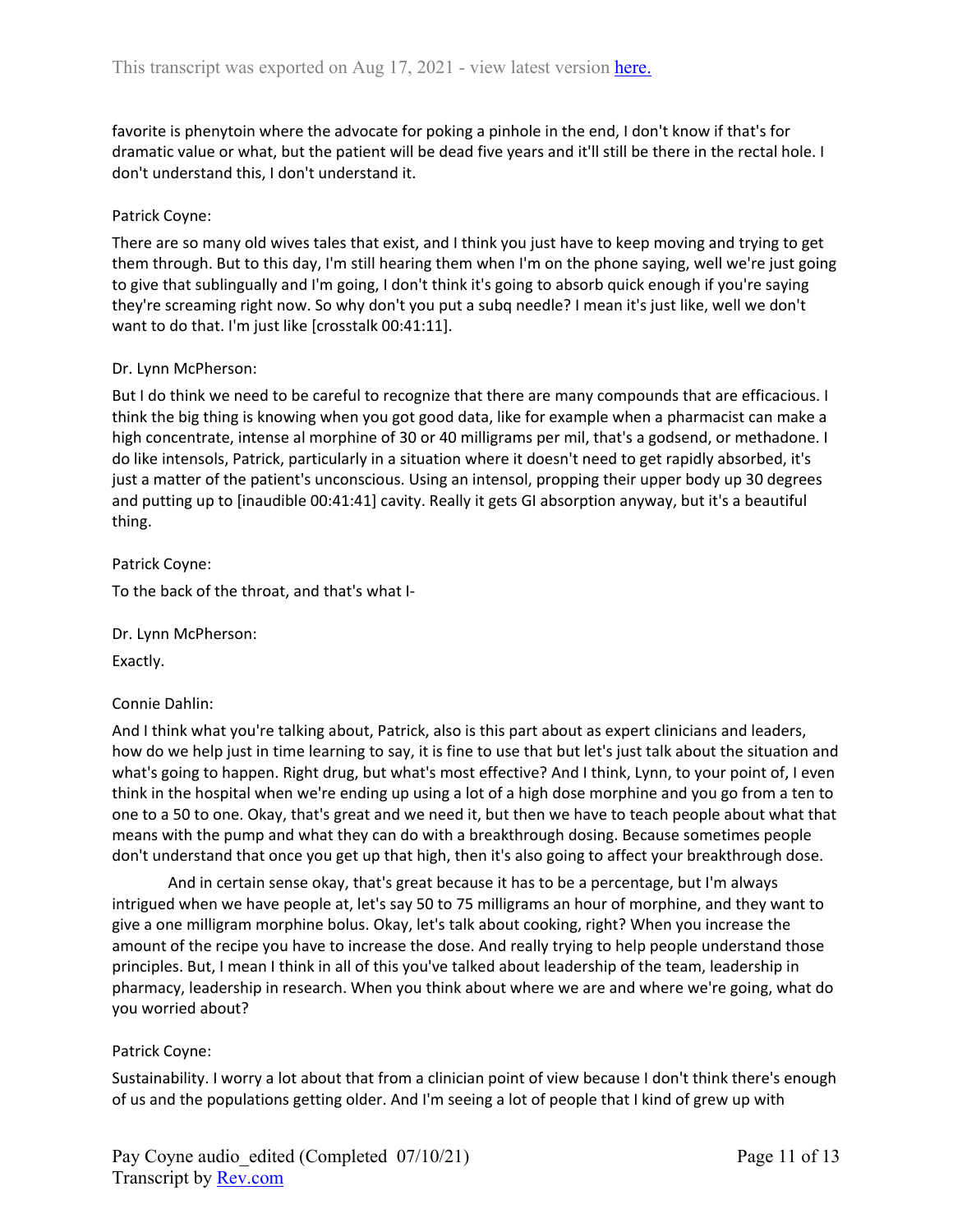favorite is phenytoin where the advocate for poking a pinhole in the end, I don't know if that's for dramatic value or what, but the patient will be dead five years and it'll still be there in the rectal hole. I don't understand this, I don't understand it.

Patrick Coyne:

There are so many old wives tales that exist, and I think you just have to keep moving and trying to get them through. But to this day, I'm still hearing them when I'm on the phone saying, well we're just going to give that sublingually and I'm going, I don't think it's going to absorb quick enough if you're saying they're screaming right now. So why don't you put a subq needle? I mean it's just like, well we don't want to do that. I'm just like [crosstalk 00:41:11].

Dr. Lynn McPherson:

But I do think we need to be careful to recognize that there are many compounds that are efficacious. I think the big thing is knowing when you got good data, like for example when a pharmacist can make a high concentrate, intense al morphine of 30 or 40 milligrams per mil, that's a godsend, or methadone. I do like intensols, Patrick, particularly in a situation where it doesn't need to get rapidly absorbed, it's just a matter of the patient's unconscious. Using an intensol, propping their upper body up 30 degrees and putting up to [inaudible 00:41:41] cavity. Really it gets GI absorption anyway, but it's a beautiful thing.

Patrick Coyne:

To the back of the throat, and that's what I-

Dr. Lynn McPherson:

Exactly.

Connie Dahlin:

And I think what you're talking about, Patrick, also is this part about as expert clinicians and leaders, how do we help just in time learning to say, it is fine to use that but let's just talk about the situation and what's going to happen. Right drug, but what's most effective? And I think, Lynn, to your point of, I even think in the hospital when we're ending up using a lot of a high dose morphine and you go from a ten to one to a 50 to one. Okay, that's great and we need it, but then we have to teach people about what that means with the pump and what they can do with a breakthrough dosing. Because sometimes people don't understand that once you get up that high, then it's also going to affect your breakthrough dose.

And in certain sense okay, that's great because it has to be a percentage, but I'm always intrigued when we have people at, let's say 50 to 75 milligrams an hour of morphine, and they want to give a one milligram morphine bolus. Okay, let's talk about cooking, right? When you increase the amount of the recipe you have to increase the dose. And really trying to help people understand those principles. But, I mean I think in all of this you've talked about leadership of the team, leadership in pharmacy, leadership in research. When you think about where we are and where we're going, what do you worried about?

Patrick Coyne:

Sustainability. I worry a lot about that from a clinician point of view because I don't think there's enough of us and the populations getting older. And I'm seeing a lot of people that I kind of grew up with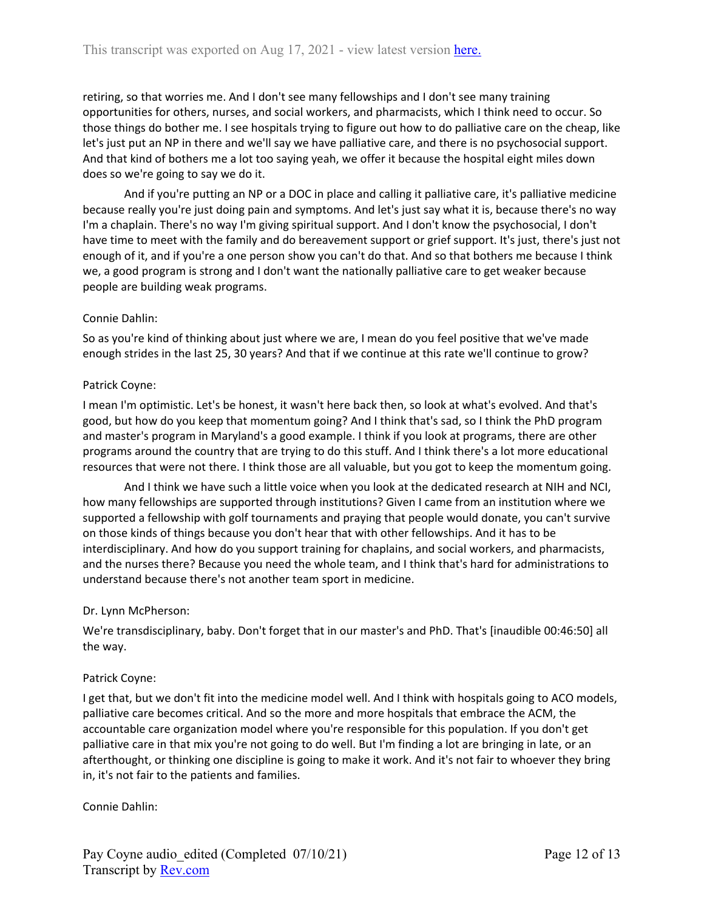retiring, so that worries me. And I don't see many fellowships and I don't see many training opportunities for others, nurses, and social workers, and pharmacists, which I think need to occur. So those things do bother me. I see hospitals trying to figure out how to do palliative care on the cheap, like let's just put an NP in there and we'll say we have palliative care, and there is no psychosocial support. And that kind of bothers me a lot too saying yeah, we offer it because the hospital eight miles down does so we're going to say we do it.

And if you're putting an NP or a DOC in place and calling it palliative care, it's palliative medicine because really you're just doing pain and symptoms. And let's just say what it is, because there's no way I'm a chaplain. There's no way I'm giving spiritual support. And I don't know the psychosocial, I don't have time to meet with the family and do bereavement support or grief support. It's just, there's just not enough of it, and if you're a one person show you can't do that. And so that bothers me because I think we, a good program is strong and I don't want the nationally palliative care to get weaker because people are building weak programs.

Connie Dahlin:

So as you're kind of thinking about just where we are, I mean do you feel positive that we've made enough strides in the last 25, 30 years? And that if we continue at this rate we'll continue to grow?

Patrick Coyne:

I mean I'm optimistic. Let's be honest, it wasn't here back then, so look at what's evolved. And that's good, but how do you keep that momentum going? And I think that's sad, so I think the PhD program and master's program in Maryland's a good example. I think if you look at programs, there are other programs around the country that are trying to do this stuff. And I think there's a lot more educational resources that were not there. I think those are all valuable, but you got to keep the momentum going.

And I think we have such a little voice when you look at the dedicated research at NIH and NCI, how many fellowships are supported through institutions? Given I came from an institution where we supported a fellowship with golf tournaments and praying that people would donate, you can't survive on those kinds of things because you don't hear that with other fellowships. And it has to be interdisciplinary. And how do you support training for chaplains, and social workers, and pharmacists, and the nurses there? Because you need the whole team, and I think that's hard for administrations to understand because there's not another team sport in medicine.

Dr. Lynn McPherson:

We're transdisciplinary, baby. Don't forget that in our master's and PhD. That's [inaudible 00:46:50] all the way.

Patrick Coyne:

I get that, but we don't fit into the medicine model well. And I think with hospitals going to ACO models, palliative care becomes critical. And so the more and more hospitals that embrace the ACM, the accountable care organization model where you're responsible for this population. If you don't get palliative care in that mix you're not going to do well. But I'm finding a lot are bringing in late, or an afterthought, or thinking one discipline is going to make it work. And it's not fair to whoever they bring in, it's not fair to the patients and families.

Connie Dahlin: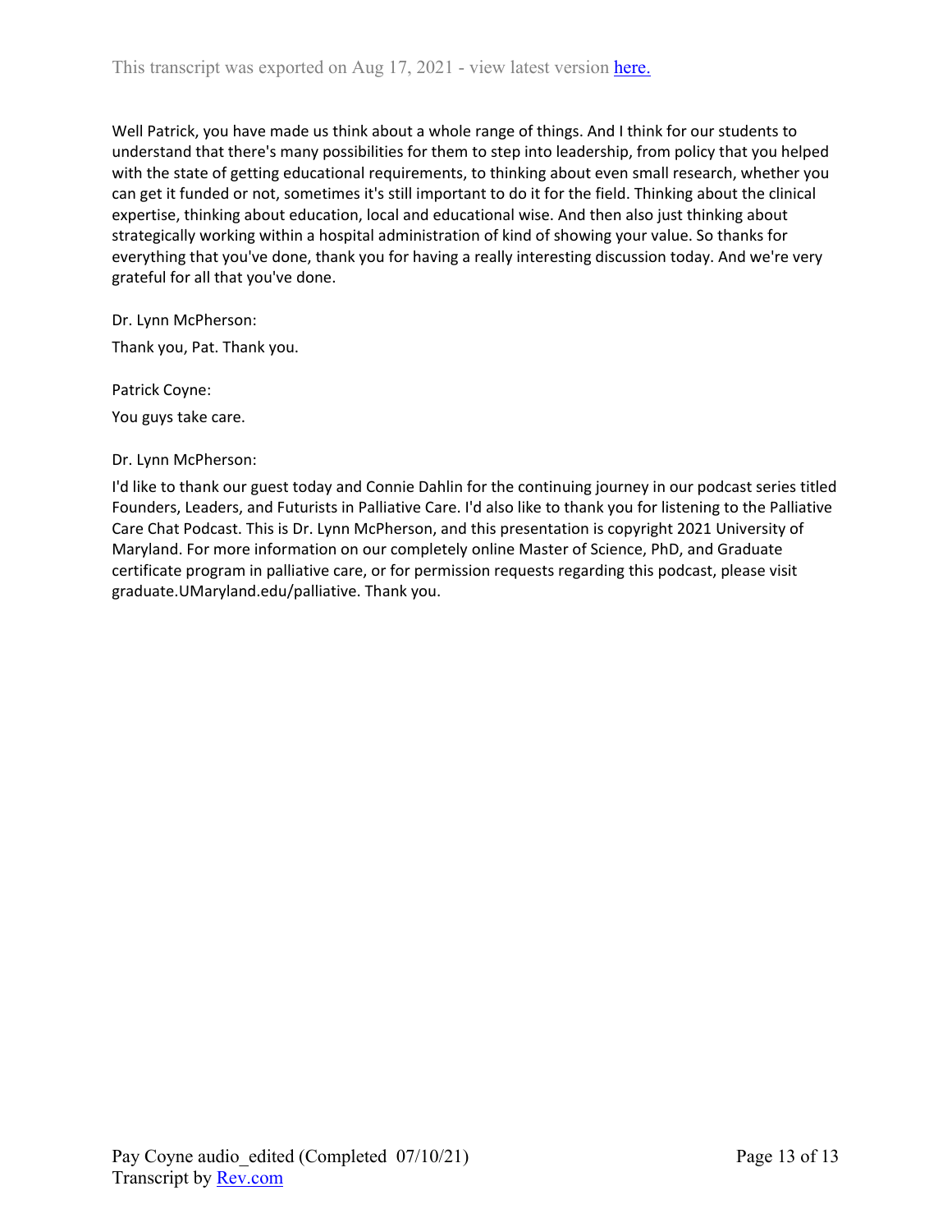Well Patrick, you have made us think about a whole range of things. And I think for our students to understand that there's many possibilities for them to step into leadership, from policy that you helped with the state of getting educational requirements, to thinking about even small research, whether you can get it funded or not, sometimes it's still important to do it for the field. Thinking about the clinical expertise, thinking about education, local and educational wise. And then also just thinking about strategically working within a hospital administration of kind of showing your value. So thanks for everything that you've done, thank you for having a really interesting discussion today. And we're very grateful for all that you've done.

Dr. Lynn McPherson:

Thank you, Pat. Thank you.

Patrick Coyne:

You guys take care.

Dr. Lynn McPherson:

I'd like to thank our guest today and Connie Dahlin for the continuing journey in our podcast series titled Founders, Leaders, and Futurists in Palliative Care. I'd also like to thank you for listening to the Palliative Care Chat Podcast. This is Dr. Lynn McPherson, and this presentation is copyright 2021 University of Maryland. For more information on our completely online Master of Science, PhD, and Graduate certificate program in palliative care, or for permission requests regarding this podcast, please visit graduate.UMaryland.edu/palliative. Thank you.